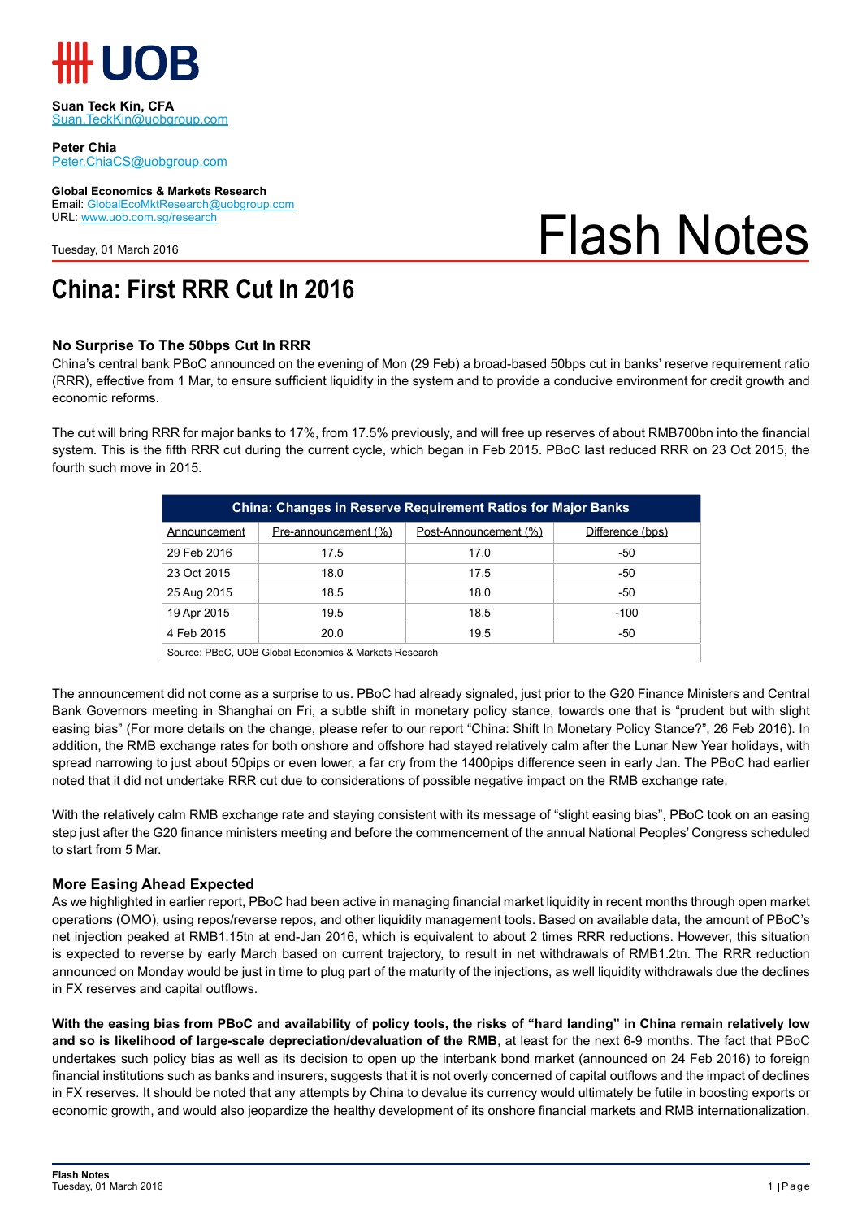**Suan Teck Kin, CFA**
Suan.TeckKin@uobgroup.com

**Peter Chia**
Peter.ChiaCS@uobgroup.com

**Global Economics & Markets Research**
Email: GlobalEcoMktResearch@uobgroup.com
URL: www.uob.com.sg/research

Tuesday, 01 March 2016

# Flash Notes

# China: First RRR Cut In 2016

## No Surprise To The 50bps Cut In RRR

China's central bank PBoC announced on the evening of Mon (29 Feb) a broad-based 50bps cut in banks' reserve requirement ratio (RRR), effective from 1 Mar, to ensure sufficient liquidity in the system and to provide a conducive environment for credit growth and economic reforms.

The cut will bring RRR for major banks to 17%, from 17.5% previously, and will free up reserves of about RMB700bn into the financial system. This is the fifth RRR cut during the current cycle, which began in Feb 2015. PBoC last reduced RRR on 23 Oct 2015, the fourth such move in 2015.

**China: Changes in Reserve Requirement Ratios for Major Banks**

| Announcement | Pre-announcement (%) | Post-Announcement (%) | Difference (bps) |
|---|---|---|---|
| 29 Feb 2016 | 17.5 | 17.0 | -50 |
| 23 Oct 2015 | 18.0 | 17.5 | -50 |
| 25 Aug 2015 | 18.5 | 18.0 | -50 |
| 19 Apr 2015 | 19.5 | 18.5 | -100 |
| 4 Feb 2015 | 20.0 | 19.5 | -50 |

Source: PBoC, UOB Global Economics & Markets Research

The announcement did not come as a surprise to us. PBoC had already signaled, just prior to the G20 Finance Ministers and Central Bank Governors meeting in Shanghai on Fri, a subtle shift in monetary policy stance, towards one that is "prudent but with slight easing bias" (For more details on the change, please refer to our report "China: Shift In Monetary Policy Stance?", 26 Feb 2016). In addition, the RMB exchange rates for both onshore and offshore had stayed relatively calm after the Lunar New Year holidays, with spread narrowing to just about 50pips or even lower, a far cry from the 1400pips difference seen in early Jan. The PBoC had earlier noted that it did not undertake RRR cut due to considerations of possible negative impact on the RMB exchange rate.

With the relatively calm RMB exchange rate and staying consistent with its message of "slight easing bias", PBoC took on an easing step just after the G20 finance ministers meeting and before the commencement of the annual National Peoples' Congress scheduled to start from 5 Mar.

## More Easing Ahead Expected

As we highlighted in earlier report, PBoC had been active in managing financial market liquidity in recent months through open market operations (OMO), using repos/reverse repos, and other liquidity management tools. Based on available data, the amount of PBoC's net injection peaked at RMB1.15tn at end-Jan 2016, which is equivalent to about 2 times RRR reductions. However, this situation is expected to reverse by early March based on current trajectory, to result in net withdrawals of RMB1.2tn. The RRR reduction announced on Monday would be just in time to plug part of the maturity of the injections, as well liquidity withdrawals due the declines in FX reserves and capital outflows.

**With the easing bias from PBoC and availability of policy tools, the risks of "hard landing" in China remain relatively low and so is likelihood of large-scale depreciation/devaluation of the RMB**, at least for the next 6-9 months. The fact that PBoC undertakes such policy bias as well as its decision to open up the interbank bond market (announced on 24 Feb 2016) to foreign financial institutions such as banks and insurers, suggests that it is not overly concerned of capital outflows and the impact of declines in FX reserves. It should be noted that any attempts by China to devalue its currency would ultimately be futile in boosting exports or economic growth, and would also jeopardize the healthy development of its onshore financial markets and RMB internationalization.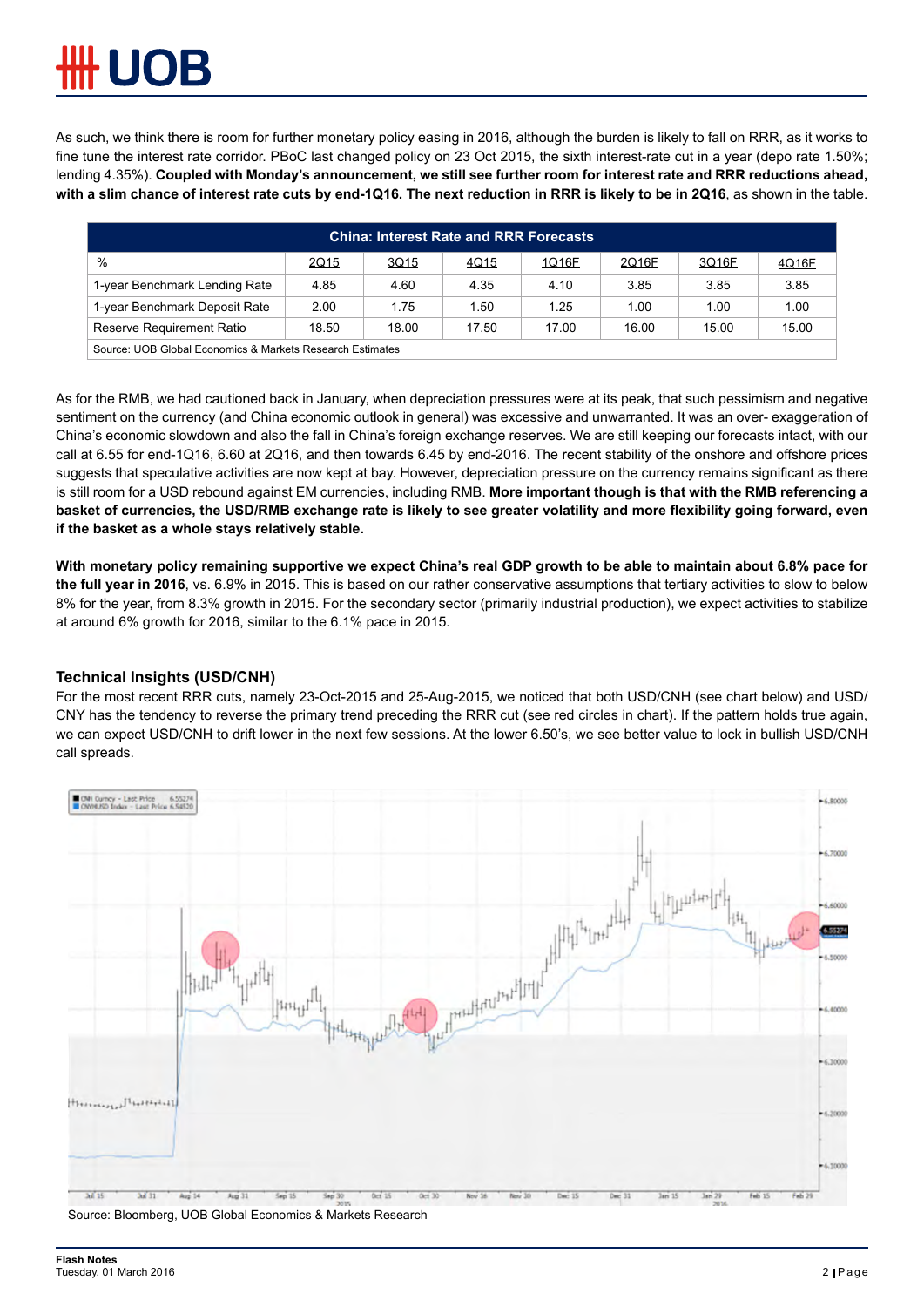As such, we think there is room for further monetary policy easing in 2016, although the burden is likely to fall on RRR, as it works to fine tune the interest rate corridor. PBoC last changed policy on 23 Oct 2015, the sixth interest-rate cut in a year (depo rate 1.50%; lending 4.35%). **Coupled with Monday's announcement, we still see further room for interest rate and RRR reductions ahead, with a slim chance of interest rate cuts by end-1Q16. The next reduction in RRR is likely to be in 2Q16**, as shown in the table.

| China: Interest Rate and RRR Forecasts | | | | | | | |
|---|---|---|---|---|---|---|---|
| % | 2Q15 | 3Q15 | 4Q15 | 1Q16F | 2Q16F | 3Q16F | 4Q16F |
| 1-year Benchmark Lending Rate | 4.85 | 4.60 | 4.35 | 4.10 | 3.85 | 3.85 | 3.85 |
| 1-year Benchmark Deposit Rate | 2.00 | 1.75 | 1.50 | 1.25 | 1.00 | 1.00 | 1.00 |
| Reserve Requirement Ratio | 18.50 | 18.00 | 17.50 | 17.00 | 16.00 | 15.00 | 15.00 |
| Source: UOB Global Economics & Markets Research Estimates | | | | | | | |

As for the RMB, we had cautioned back in January, when depreciation pressures were at its peak, that such pessimism and negative sentiment on the currency (and China economic outlook in general) was excessive and unwarranted. It was an over- exaggeration of China's economic slowdown and also the fall in China's foreign exchange reserves. We are still keeping our forecasts intact, with our call at 6.55 for end-1Q16, 6.60 at 2Q16, and then towards 6.45 by end-2016. The recent stability of the onshore and offshore prices suggests that speculative activities are now kept at bay. However, depreciation pressure on the currency remains significant as there is still room for a USD rebound against EM currencies, including RMB. **More important though is that with the RMB referencing a basket of currencies, the USD/RMB exchange rate is likely to see greater volatility and more flexibility going forward, even if the basket as a whole stays relatively stable.**

**With monetary policy remaining supportive we expect China's real GDP growth to be able to maintain about 6.8% pace for the full year in 2016**, vs. 6.9% in 2015. This is based on our rather conservative assumptions that tertiary activities to slow to below 8% for the year, from 8.3% growth in 2015. For the secondary sector (primarily industrial production), we expect activities to stabilize at around 6% growth for 2016, similar to the 6.1% pace in 2015.

### Technical Insights (USD/CNH)

For the most recent RRR cuts, namely 23-Oct-2015 and 25-Aug-2015, we noticed that both USD/CNH (see chart below) and USD/CNY has the tendency to reverse the primary trend preceding the RRR cut (see red circles in chart). If the pattern holds true again, we can expect USD/CNH to drift lower in the next few sessions. At the lower 6.50's, we see better value to lock in bullish USD/CNH call spreads.

Source: Bloomberg, UOB Global Economics & Markets Research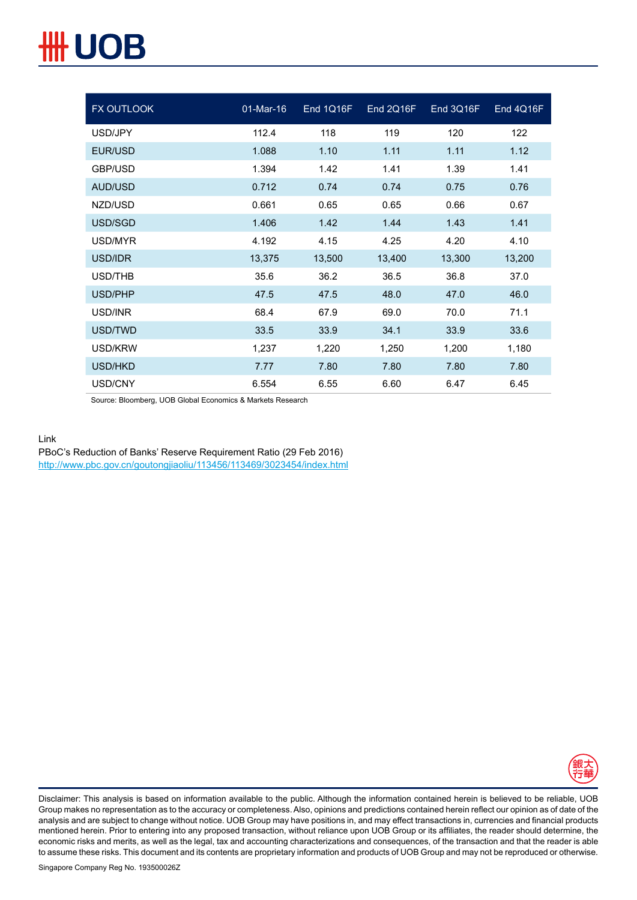| FX OUTLOOK | 01-Mar-16 | End 1Q16F | End 2Q16F | End 3Q16F | End 4Q16F |
|---|---|---|---|---|---|
| USD/JPY | 112.4 | 118 | 119 | 120 | 122 |
| EUR/USD | 1.088 | 1.10 | 1.11 | 1.11 | 1.12 |
| GBP/USD | 1.394 | 1.42 | 1.41 | 1.39 | 1.41 |
| AUD/USD | 0.712 | 0.74 | 0.74 | 0.75 | 0.76 |
| NZD/USD | 0.661 | 0.65 | 0.65 | 0.66 | 0.67 |
| USD/SGD | 1.406 | 1.42 | 1.44 | 1.43 | 1.41 |
| USD/MYR | 4.192 | 4.15 | 4.25 | 4.20 | 4.10 |
| USD/IDR | 13,375 | 13,500 | 13,400 | 13,300 | 13,200 |
| USD/THB | 35.6 | 36.2 | 36.5 | 36.8 | 37.0 |
| USD/PHP | 47.5 | 47.5 | 48.0 | 47.0 | 46.0 |
| USD/INR | 68.4 | 67.9 | 69.0 | 70.0 | 71.1 |
| USD/TWD | 33.5 | 33.9 | 34.1 | 33.9 | 33.6 |
| USD/KRW | 1,237 | 1,220 | 1,250 | 1,200 | 1,180 |
| USD/HKD | 7.77 | 7.80 | 7.80 | 7.80 | 7.80 |
| USD/CNY | 6.554 | 6.55 | 6.60 | 6.47 | 6.45 |

Source: Bloomberg, UOB Global Economics & Markets Research

Link

PBoC's Reduction of Banks' Reserve Requirement Ratio (29 Feb 2016)
http://www.pbc.gov.cn/goutongjiaoliu/113456/113469/3023454/index.html

Disclaimer: This analysis is based on information available to the public. Although the information contained herein is believed to be reliable, UOB Group makes no representation as to the accuracy or completeness. Also, opinions and predictions contained herein reflect our opinion as of date of the analysis and are subject to change without notice. UOB Group may have positions in, and may effect transactions in, currencies and financial products mentioned herein. Prior to entering into any proposed transaction, without reliance upon UOB Group or its affiliates, the reader should determine, the economic risks and merits, as well as the legal, tax and accounting characterizations and consequences, of the transaction and that the reader is able to assume these risks. This document and its contents are proprietary information and products of UOB Group and may not be reproduced or otherwise.

Singapore Company Reg No. 193500026Z